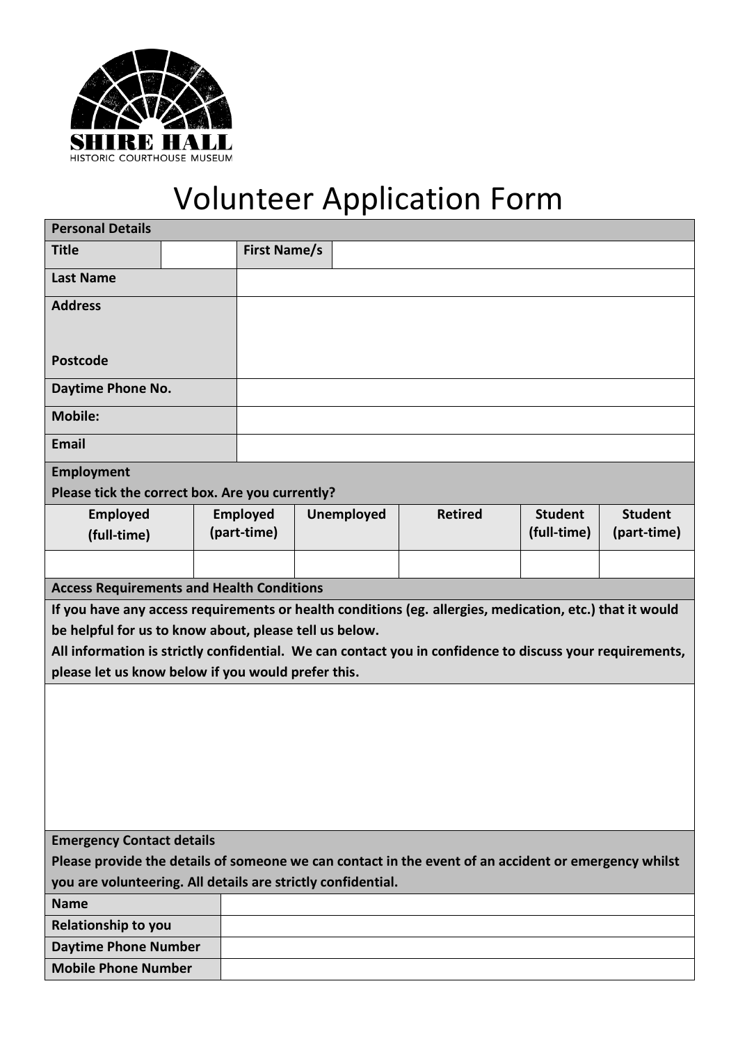SHIRE HALL
HISTORIC COURTHOUSE MUSEUM

# Volunteer Application Form

| **Personal Details** | | | |
|---|---|---|---|
| **Title** | | **First Name/s** | |
| **Last Name** | | | |
| **Address**<br><br>**Postcode** | | | |
| **Daytime Phone No.** | | | |
| **Mobile:** | | | |
| **Email** | | | |

**Employment**
**Please tick the correct box. Are you currently?**

| **Employed (full-time)** | **Employed (part-time)** | **Unemployed** | **Retired** | **Student (full-time)** | **Student (part-time)** |
|---|---|---|---|---|---|
| | | | | | |

**Access Requirements and Health Conditions**

**If you have any access requirements or health conditions (eg. allergies, medication, etc.) that it would be helpful for us to know about, please tell us below.**
**All information is strictly confidential. We can contact you in confidence to discuss your requirements, please let us know below if you would prefer this.**

**Emergency Contact details**
**Please provide the details of someone we can contact in the event of an accident or emergency whilst you are volunteering. All details are strictly confidential.**

| | |
|---|---|
| **Name** | |
| **Relationship to you** | |
| **Daytime Phone Number** | |
| **Mobile Phone Number** | |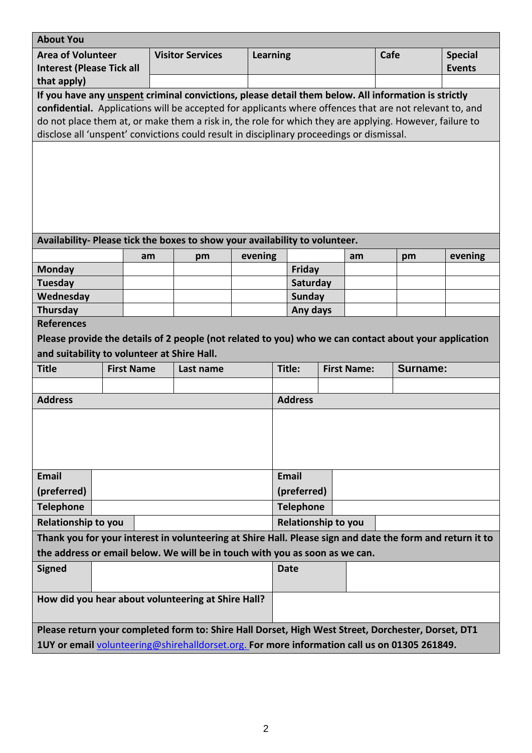## About You

| Area of Volunteer Interest (Please Tick all that apply) | Visitor Services | Learning | Cafe | Special Events |
|---|---|---|---|---|
| | | | | |

**If you have any unspent criminal convictions, please detail them below. All information is strictly confidential.** Applications will be accepted for applicants where offences that are not relevant to, and do not place them at, or make them a risk in, the role for which they are applying. However, failure to disclose all 'unspent' convictions could result in disciplinary proceedings or dismissal.

**Availability- Please tick the boxes to show your availability to volunteer.**

| | am | pm | evening | | am | pm | evening |
|---|---|---|---|---|---|---|---|
| **Monday** | | | | **Friday** | | | |
| **Tuesday** | | | | **Saturday** | | | |
| **Wednesday** | | | | **Sunday** | | | |
| **Thursday** | | | | **Any days** | | | |

## References

**Please provide the details of 2 people (not related to you) who we can contact about your application and suitability to volunteer at Shire Hall.**

| Title | First Name | Last name | Title: | First Name: | Surname: |
|---|---|---|---|---|---|
| | | | | | |

| | | | |
|---|---|---|---|
| **Address** | | **Address** | |
| **Email (preferred)** | | **Email (preferred)** | |
| **Telephone** | | **Telephone** | |
| **Relationship to you** | | **Relationship to you** | |

**Thank you for your interest in volunteering at Shire Hall. Please sign and date the form and return it to the address or email below. We will be in touch with you as soon as we can.**

| | | | |
|---|---|---|---|
| **Signed** | | **Date** | |

| | |
|---|---|
| **How did you hear about volunteering at Shire Hall?** | |

**Please return your completed form to: Shire Hall Dorset, High West Street, Dorchester, Dorset, DT1 1UY or email volunteering@shirehalldorset.org. For more information call us on 01305 261849.**